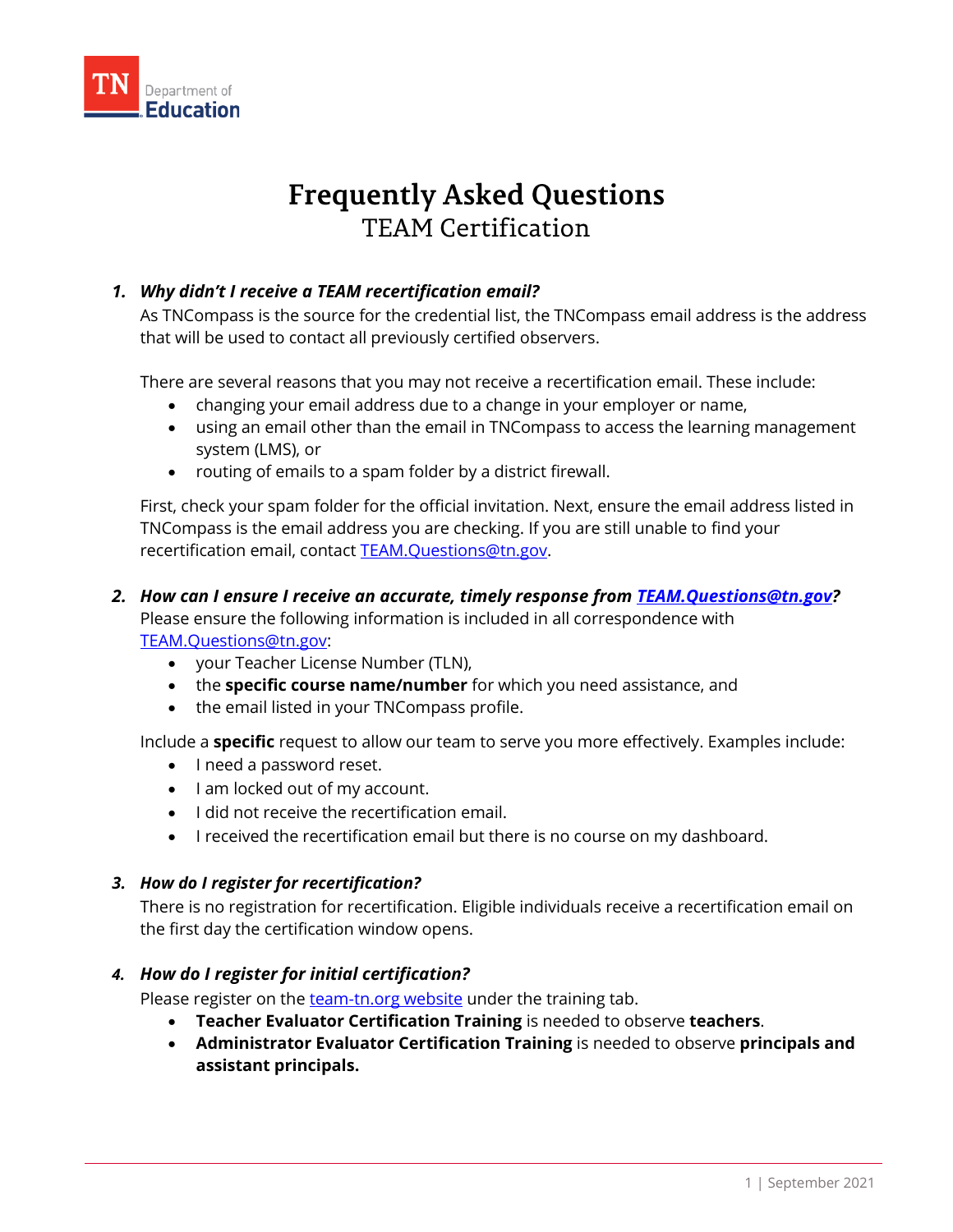# Frequently Asked Questions

## TEAM Certification

1. ***Why didn't I receive a TEAM recertification email?***

   As TNCompass is the source for the credential list, the TNCompass email address is the address that will be used to contact all previously certified observers.

   There are several reasons that you may not receive a recertification email. These include:

   - changing your email address due to a change in your employer or name,
   - using an email other than the email in TNCompass to access the learning management system (LMS), or
   - routing of emails to a spam folder by a district firewall.

   First, check your spam folder for the official invitation. Next, ensure the email address listed in TNCompass is the email address you are checking. If you are still unable to find your recertification email, contact TEAM.Questions@tn.gov.

2. ***How can I ensure I receive an accurate, timely response from TEAM.Questions@tn.gov?***

   Please ensure the following information is included in all correspondence with TEAM.Questions@tn.gov:

   - your Teacher License Number (TLN),
   - the **specific course name/number** for which you need assistance, and
   - the email listed in your TNCompass profile.

   Include a **specific** request to allow our team to serve you more effectively. Examples include:

   - I need a password reset.
   - I am locked out of my account.
   - I did not receive the recertification email.
   - I received the recertification email but there is no course on my dashboard.

3. ***How do I register for recertification?***

   There is no registration for recertification. Eligible individuals receive a recertification email on the first day the certification window opens.

4. ***How do I register for initial certification?***

   Please register on the team-tn.org website under the training tab.

   - **Teacher Evaluator Certification Training** is needed to observe **teachers**.
   - **Administrator Evaluator Certification Training** is needed to observe **principals and assistant principals.**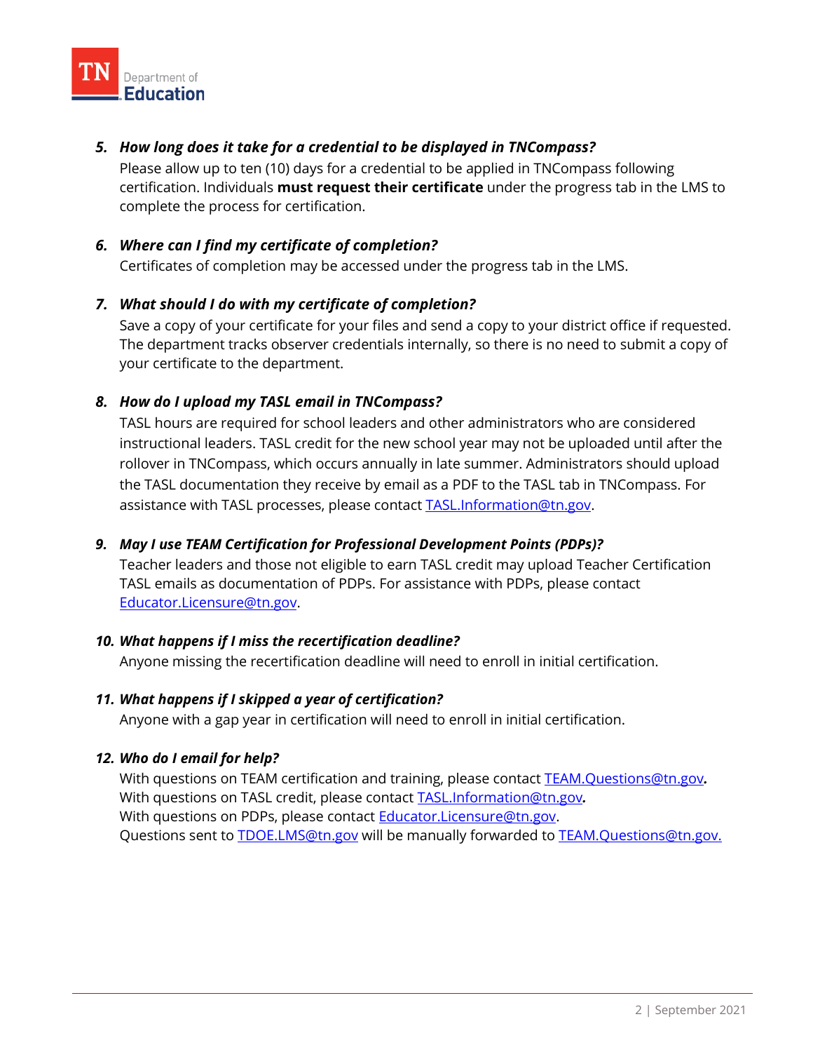5. ***How long does it take for a credential to be displayed in TNCompass?***
   Please allow up to ten (10) days for a credential to be applied in TNCompass following certification. Individuals **must request their certificate** under the progress tab in the LMS to complete the process for certification.

6. ***Where can I find my certificate of completion?***
   Certificates of completion may be accessed under the progress tab in the LMS.

7. ***What should I do with my certificate of completion?***
   Save a copy of your certificate for your files and send a copy to your district office if requested. The department tracks observer credentials internally, so there is no need to submit a copy of your certificate to the department.

8. ***How do I upload my TASL email in TNCompass?***
   TASL hours are required for school leaders and other administrators who are considered instructional leaders. TASL credit for the new school year may not be uploaded until after the rollover in TNCompass, which occurs annually in late summer. Administrators should upload the TASL documentation they receive by email as a PDF to the TASL tab in TNCompass. For assistance with TASL processes, please contact TASL.Information@tn.gov.

9. ***May I use TEAM Certification for Professional Development Points (PDPs)?***
   Teacher leaders and those not eligible to earn TASL credit may upload Teacher Certification TASL emails as documentation of PDPs. For assistance with PDPs, please contact Educator.Licensure@tn.gov.

10. ***What happens if I miss the recertification deadline?***
    Anyone missing the recertification deadline will need to enroll in initial certification.

11. ***What happens if I skipped a year of certification?***
    Anyone with a gap year in certification will need to enroll in initial certification.

12. ***Who do I email for help?***
    With questions on TEAM certification and training, please contact TEAM.Questions@tn.gov.
    With questions on TASL credit, please contact TASL.Information@tn.gov.
    With questions on PDPs, please contact Educator.Licensure@tn.gov.
    Questions sent to TDOE.LMS@tn.gov will be manually forwarded to TEAM.Questions@tn.gov.